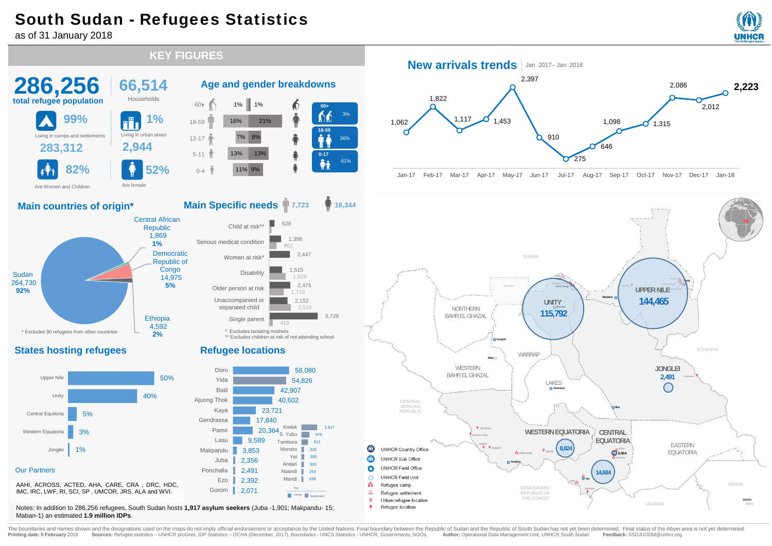# South Sudan - Refugees Statistics

as of 31 January 2018

## KEY FIGURES

**286,256** total refugee population

**66,514** Households

- 99% Living in camps and settlements — 283,312
- 1% Living in urban areas — 2,944
- 82% Are Women and Children
- 52% Are female

## Age and gender breakdowns

| Age | Female | Male |
|---|---|---|
| 60+ | 1% | 1% |
| 18-59 | 16% | 21% |
| 12-17 | 7% | 8% |
| 5-11 | 13% | 13% |
| 0-4 | 11% | 9% |

| Age | Share |
|---|---|
| 60+ | 3% |
| 18-59 | 36% |
| 0-17 | 61% |

## New arrivals trends

Jan 2017– Jan 2018

| Month | New arrivals |
|---|---|
| Jan-17 | 1,062 |
| Feb-17 | 1,822 |
| Mar-17 | 1,117 |
| Apr-17 | 1,453 |
| May-17 | 2,397 |
| Jun-17 | 910 |
| Jul-17 | 275 |
| Aug-17 | 646 |
| Sep-17 | 1,098 |
| Oct-17 | 1,315 |
| Nov-17 | 2,086 |
| Dec-17 | 2,012 |
| Jan-18 | 2,223 |

## Main countries of origin*

| Country | Refugees | % |
|---|---|---|
| Sudan | 264,730 | 92% |
| Democratic Republic of Congo | 14,975 | 5% |
| Ethiopia | 4,592 | 2% |
| Central African Republic | 1,869 | 1% |

\* Excludes 90 refugees from other countries

## Main Specific needs

Female: 7,723 — Male: 16,344

| Need | Male | Female |
|---|---|---|
| Child at risk** | 628 | |
| Serious medical condition | 1,398 | 861 |
| Woman at risk* | 2,447 | |
| Disability | 1,515 | 1,929 |
| Older person at risk | 2,476 | 1,719 |
| Unaccompanied or separated child | 2,152 | 2,529 |
| Single parent | 5,728 | 418 |

\* Excludes lactating mothers
\*\* Excludes children at risk of not attending school

## States hosting refugees

| State | % |
|---|---|
| Upper Nile | 50% |
| Unity | 40% |
| Central Equitoria | 5% |
| Western Equatoria | 3% |
| Jonglei | 1% |

## Refugee locations

| Location | Refugees |
|---|---|
| Doro | 58,080 |
| Yida | 54,826 |
| Batil | 42,907 |
| Ajuong Thok | 40,602 |
| Kaya | 23,721 |
| Gendrassa | 17,840 |
| Pamir | 20,364 |
| Lasu | 9,589 |
| Makpandu | 3,853 |
| Juba | 2,356 |
| Ponchalla | 2,491 |
| Ezo | 2,392 |
| Gorom | 2,071 |
| Kodok | 1,917 |
| S. Yubu | 976 |
| Tambura | 811 |
| Morobo | 318 |
| Yei | 350 |
| Andari | 300 |
| Naandi | 254 |
| Maridi | 238 |

## Map

| State | Refugees |
|---|---|
| Upper Nile | 144,465 |
| Unity | 115,792 |
| Central Equatoria | 14,684 |
| Western Equatoria | 8,824 |
| Jonglei | 2,491 |

Legend: UNHCR Country Office; UNHCR Sub Office; UNHCR Field Office; UNHCR Field Unit; Refugee camp; Refugee settlement; Urban refugee location; Refugee location

## Our Partners

AAHI, ACROSS, ACTED, AHA, CARE, CRA , DRC, HDC, IMC, IRC, LWF, RI, SCI, SP , UMCOR, JRS, ALA and WVI.

Notes: In addition to 286,256 refugees, South Sudan hosts **1,917 asylum seekers** (Juba -1,901; Makpandu- 15; Maban-1) an estimated **1.9 million IDPs**.

The boundaries and names shown and the designations used on the maps do not imply official endorsement or acceptance by the United Nations. Final boundary between the Republic of Sudan and the Republic of South Sudan has not yet been determined. Final status of the Abyei area is not yet determined.

**Printing date: 5 February** 2018 **Sources:** Refugee statistics – UNHCR proGres, IDP Statistics – OCHA (December, 2017), Boundaries - UNCS Statistics - UNHCR, Governments, NGOs. **Author:** Operational Data Management Unit, UNHCR South Sudan **Feedback:** SSDJUODM@unhcr.org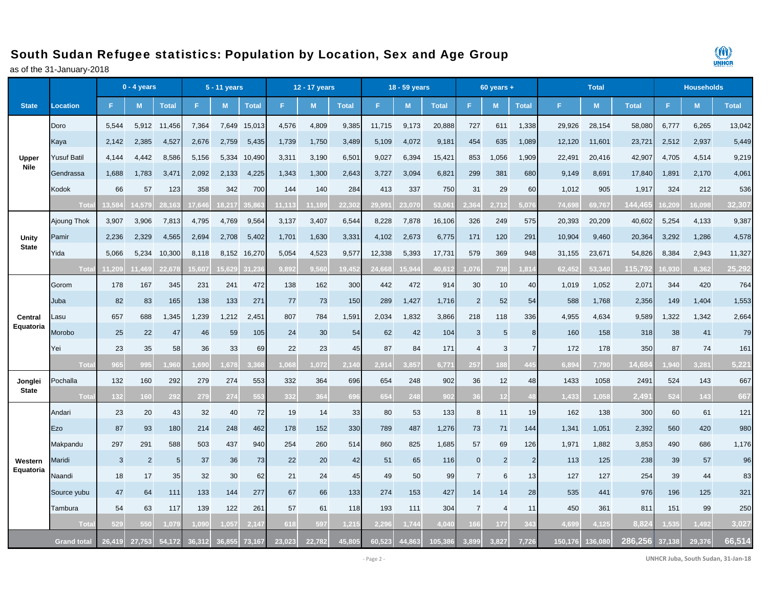# South Sudan Refugee statistics: Population by Location, Sex and Age Group

as of the 31-January-2018

| State | Location | 0 - 4 years | | | 5 - 11 years | | | 12 - 17 years | | | 18 - 59 years | | | 60 years + | | | Total | | | Households | | |
|---|---|---|---|---|---|---|---|---|---|---|---|---|---|---|---|---|---|---|---|---|---|---|
| | | F | M | Total | F | M | Total | F | M | Total | F | M | Total | F | M | Total | F | M | Total | F | M | Total |
| Upper Nile | Doro | 5,544 | 5,912 | 11,456 | 7,364 | 7,649 | 15,013 | 4,576 | 4,809 | 9,385 | 11,715 | 9,173 | 20,888 | 727 | 611 | 1,338 | 29,926 | 28,154 | 58,080 | 6,777 | 6,265 | 13,042 |
| | Kaya | 2,142 | 2,385 | 4,527 | 2,676 | 2,759 | 5,435 | 1,739 | 1,750 | 3,489 | 5,109 | 4,072 | 9,181 | 454 | 635 | 1,089 | 12,120 | 11,601 | 23,721 | 2,512 | 2,937 | 5,449 |
| | Yusuf Batil | 4,144 | 4,442 | 8,586 | 5,156 | 5,334 | 10,490 | 3,311 | 3,190 | 6,501 | 9,027 | 6,394 | 15,421 | 853 | 1,056 | 1,909 | 22,491 | 20,416 | 42,907 | 4,705 | 4,514 | 9,219 |
| | Gendrassa | 1,688 | 1,783 | 3,471 | 2,092 | 2,133 | 4,225 | 1,343 | 1,300 | 2,643 | 3,727 | 3,094 | 6,821 | 299 | 381 | 680 | 9,149 | 8,691 | 17,840 | 1,891 | 2,170 | 4,061 |
| | Kodok | 66 | 57 | 123 | 358 | 342 | 700 | 144 | 140 | 284 | 413 | 337 | 750 | 31 | 29 | 60 | 1,012 | 905 | 1,917 | 324 | 212 | 536 |
| | Total | 13,584 | 14,579 | 28,163 | 17,646 | 18,217 | 35,863 | 11,113 | 11,189 | 22,302 | 29,991 | 23,070 | 53,061 | 2,364 | 2,712 | 5,076 | 74,698 | 69,767 | 144,465 | 16,209 | 16,098 | 32,307 |
| Unity State | Ajoung Thok | 3,907 | 3,906 | 7,813 | 4,795 | 4,769 | 9,564 | 3,137 | 3,407 | 6,544 | 8,228 | 7,878 | 16,106 | 326 | 249 | 575 | 20,393 | 20,209 | 40,602 | 5,254 | 4,133 | 9,387 |
| | Pamir | 2,236 | 2,329 | 4,565 | 2,694 | 2,708 | 5,402 | 1,701 | 1,630 | 3,331 | 4,102 | 2,673 | 6,775 | 171 | 120 | 291 | 10,904 | 9,460 | 20,364 | 3,292 | 1,286 | 4,578 |
| | Yida | 5,066 | 5,234 | 10,300 | 8,118 | 8,152 | 16,270 | 5,054 | 4,523 | 9,577 | 12,338 | 5,393 | 17,731 | 579 | 369 | 948 | 31,155 | 23,671 | 54,826 | 8,384 | 2,943 | 11,327 |
| | Total | 11,209 | 11,469 | 22,678 | 15,607 | 15,629 | 31,236 | 9,892 | 9,560 | 19,452 | 24,668 | 15,944 | 40,612 | 1,076 | 738 | 1,814 | 62,452 | 53,340 | 115,792 | 16,930 | 8,362 | 25,292 |
| Central Equatoria | Gorom | 178 | 167 | 345 | 231 | 241 | 472 | 138 | 162 | 300 | 442 | 472 | 914 | 30 | 10 | 40 | 1,019 | 1,052 | 2,071 | 344 | 420 | 764 |
| | Juba | 82 | 83 | 165 | 138 | 133 | 271 | 77 | 73 | 150 | 289 | 1,427 | 1,716 | 2 | 52 | 54 | 588 | 1,768 | 2,356 | 149 | 1,404 | 1,553 |
| | Lasu | 657 | 688 | 1,345 | 1,239 | 1,212 | 2,451 | 807 | 784 | 1,591 | 2,034 | 1,832 | 3,866 | 218 | 118 | 336 | 4,955 | 4,634 | 9,589 | 1,322 | 1,342 | 2,664 |
| | Morobo | 25 | 22 | 47 | 46 | 59 | 105 | 24 | 30 | 54 | 62 | 42 | 104 | 3 | 5 | 8 | 160 | 158 | 318 | 38 | 41 | 79 |
| | Yei | 23 | 35 | 58 | 36 | 33 | 69 | 22 | 23 | 45 | 87 | 84 | 171 | 4 | 3 | 7 | 172 | 178 | 350 | 87 | 74 | 161 |
| | Total | 965 | 995 | 1,960 | 1,690 | 1,678 | 3,368 | 1,068 | 1,072 | 2,140 | 2,914 | 3,857 | 6,771 | 257 | 188 | 445 | 6,894 | 7,790 | 14,684 | 1,940 | 3,281 | 5,221 |
| Jonglei State | Pochalla | 132 | 160 | 292 | 279 | 274 | 553 | 332 | 364 | 696 | 654 | 248 | 902 | 36 | 12 | 48 | 1433 | 1058 | 2491 | 524 | 143 | 667 |
| | Total | 132 | 160 | 292 | 279 | 274 | 553 | 332 | 364 | 696 | 654 | 248 | 902 | 36 | 12 | 48 | 1,433 | 1,058 | 2,491 | 524 | 143 | 667 |
| Western Equatoria | Andari | 23 | 20 | 43 | 32 | 40 | 72 | 19 | 14 | 33 | 80 | 53 | 133 | 8 | 11 | 19 | 162 | 138 | 300 | 60 | 61 | 121 |
| | Ezo | 87 | 93 | 180 | 214 | 248 | 462 | 178 | 152 | 330 | 789 | 487 | 1,276 | 73 | 71 | 144 | 1,341 | 1,051 | 2,392 | 560 | 420 | 980 |
| | Makpandu | 297 | 291 | 588 | 503 | 437 | 940 | 254 | 260 | 514 | 860 | 825 | 1,685 | 57 | 69 | 126 | 1,971 | 1,882 | 3,853 | 490 | 686 | 1,176 |
| | Maridi | 3 | 2 | 5 | 37 | 36 | 73 | 22 | 20 | 42 | 51 | 65 | 116 | 0 | 2 | 2 | 113 | 125 | 238 | 39 | 57 | 96 |
| | Naandi | 18 | 17 | 35 | 32 | 30 | 62 | 21 | 24 | 45 | 49 | 50 | 99 | 7 | 6 | 13 | 127 | 127 | 254 | 39 | 44 | 83 |
| | Source yubu | 47 | 64 | 111 | 133 | 144 | 277 | 67 | 66 | 133 | 274 | 153 | 427 | 14 | 14 | 28 | 535 | 441 | 976 | 196 | 125 | 321 |
| | Tambura | 54 | 63 | 117 | 139 | 122 | 261 | 57 | 61 | 118 | 193 | 111 | 304 | 7 | 4 | 11 | 450 | 361 | 811 | 151 | 99 | 250 |
| | Total | 529 | 550 | 1,079 | 1,090 | 1,057 | 2,147 | 618 | 597 | 1,215 | 2,296 | 1,744 | 4,040 | 166 | 177 | 343 | 4,699 | 4,125 | 8,824 | 1,535 | 1,492 | 3,027 |
| Grand total | | 26,419 | 27,753 | 54,172 | 36,312 | 36,855 | 73,167 | 23,023 | 22,782 | 45,805 | 60,523 | 44,863 | 105,386 | 3,899 | 3,827 | 7,726 | 150,176 | 136,080 | 286,256 | 37,138 | 29,376 | 66,514 |

UNHCR Juba, South Sudan, 31-Jan-18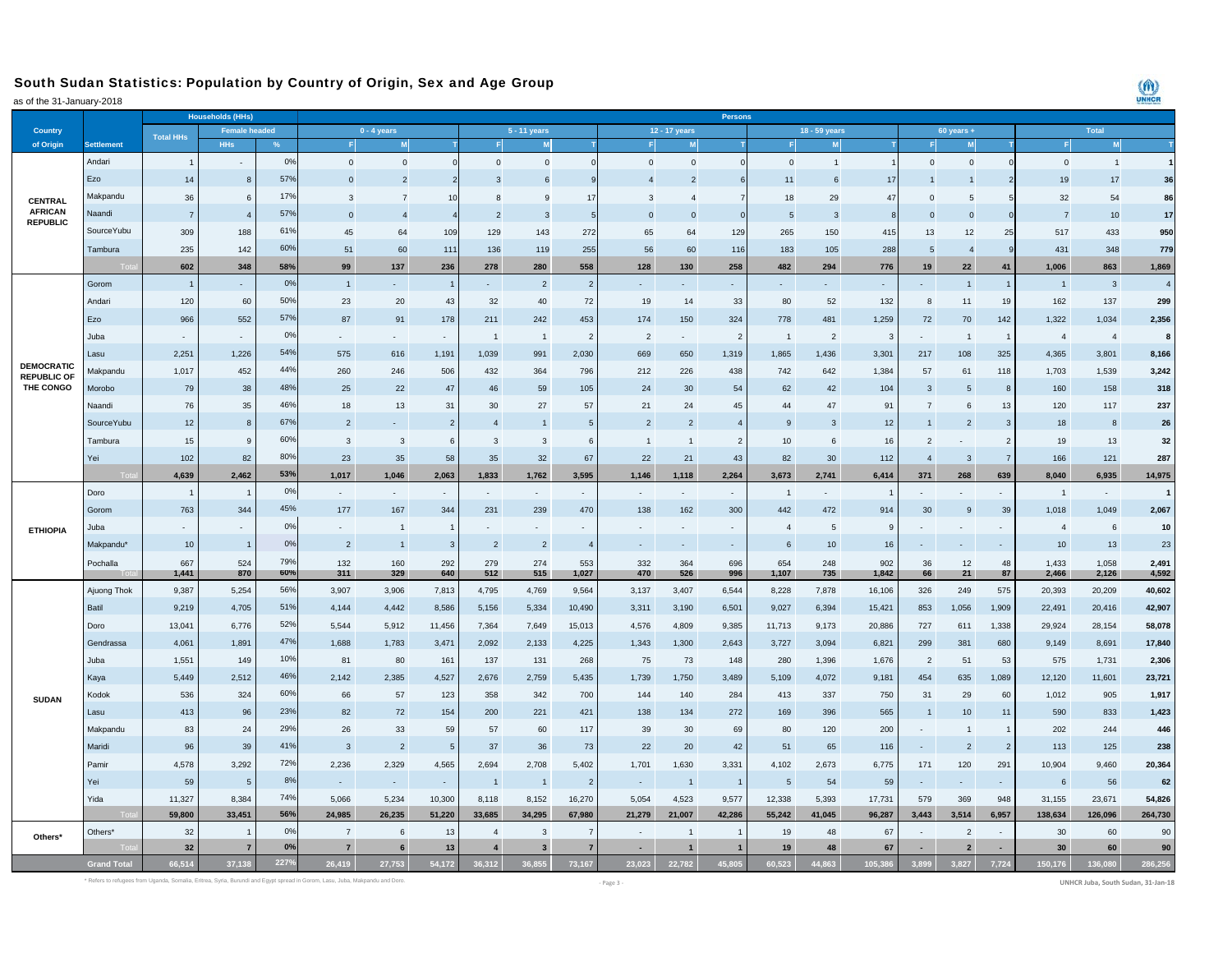## South Sudan Statistics: Population by Country of Origin, Sex and Age Group

as of the 31-January-2018

| Country of Origin | Settlement | Households (HHs) Total HHs | Female headed HHs | Female headed % | 0 - 4 years F | M | T | 5 - 11 years F | M | T | 12 - 17 years F | M | T | 18 - 59 years F | M | T | 60 years + F | M | T | Total F | M | T |
|---|---|---|---|---|---|---|---|---|---|---|---|---|---|---|---|---|---|---|---|---|---|---|
| CENTRAL AFRICAN REPUBLIC | Andari | 1 | - | 0% | 0 | 0 | 0 | 0 | 0 | 0 | 0 | 0 | 0 | 0 | 1 | 1 | 0 | 0 | 0 | 0 | 1 | 1 |
| | Ezo | 14 | 8 | 57% | 0 | 2 | 2 | 3 | 6 | 9 | 4 | 2 | 6 | 11 | 6 | 17 | 1 | 1 | 2 | 19 | 17 | 36 |
| | Makpandu | 36 | 6 | 17% | 3 | 7 | 10 | 8 | 9 | 17 | 3 | 4 | 7 | 18 | 29 | 47 | 0 | 5 | 5 | 32 | 54 | 86 |
| | Naandi | 7 | 4 | 57% | 0 | 4 | 4 | 2 | 3 | 5 | 0 | 0 | 0 | 5 | 3 | 8 | 0 | 0 | 0 | 7 | 10 | 17 |
| | SourceYubu | 309 | 188 | 61% | 45 | 64 | 109 | 129 | 143 | 272 | 65 | 64 | 129 | 265 | 150 | 415 | 13 | 12 | 25 | 517 | 433 | 950 |
| | Tambura | 235 | 142 | 60% | 51 | 60 | 111 | 136 | 119 | 255 | 56 | 60 | 116 | 183 | 105 | 288 | 5 | 4 | 9 | 431 | 348 | 779 |
| | Total | 602 | 348 | 58% | 99 | 137 | 236 | 278 | 280 | 558 | 128 | 130 | 258 | 482 | 294 | 776 | 19 | 22 | 41 | 1,006 | 863 | 1,869 |
| DEMOCRATIC REPUBLIC OF THE CONGO | Gorom | 1 | - | 0% | 1 | - | 1 | - | 2 | 2 | - | - | - | - | - | - | - | 1 | 1 | 1 | 3 | 4 |
| | Andari | 120 | 60 | 50% | 23 | 20 | 43 | 32 | 40 | 72 | 19 | 14 | 33 | 80 | 52 | 132 | 8 | 11 | 19 | 162 | 137 | 299 |
| | Ezo | 966 | 552 | 57% | 87 | 91 | 178 | 211 | 242 | 453 | 174 | 150 | 324 | 778 | 481 | 1,259 | 72 | 70 | 142 | 1,322 | 1,034 | 2,356 |
| | Juba | - | - | 0% | - | - | - | 1 | 1 | 2 | 2 | - | 2 | 1 | 2 | 3 | - | 1 | 1 | 4 | 4 | 8 |
| | Lasu | 2,251 | 1,226 | 54% | 575 | 616 | 1,191 | 1,039 | 991 | 2,030 | 669 | 650 | 1,319 | 1,865 | 1,436 | 3,301 | 217 | 108 | 325 | 4,365 | 3,801 | 8,166 |
| | Makpandu | 1,017 | 452 | 44% | 260 | 246 | 506 | 432 | 364 | 796 | 212 | 226 | 438 | 742 | 642 | 1,384 | 57 | 61 | 118 | 1,703 | 1,539 | 3,242 |
| | Morobo | 79 | 38 | 48% | 25 | 22 | 47 | 46 | 59 | 105 | 24 | 30 | 54 | 62 | 42 | 104 | 3 | 5 | 8 | 160 | 158 | 318 |
| | Naandi | 76 | 35 | 46% | 18 | 13 | 31 | 30 | 27 | 57 | 21 | 24 | 45 | 44 | 47 | 91 | 7 | 6 | 13 | 120 | 117 | 237 |
| | SourceYubu | 12 | 8 | 67% | 2 | - | 2 | 4 | 1 | 5 | 2 | 2 | 4 | 9 | 3 | 12 | 1 | 2 | 3 | 18 | 8 | 26 |
| | Tambura | 15 | 9 | 60% | 3 | 3 | 6 | 3 | 3 | 6 | 1 | 1 | 2 | 10 | 6 | 16 | 2 | - | 2 | 19 | 13 | 32 |
| | Yei | 102 | 82 | 80% | 23 | 35 | 58 | 35 | 32 | 67 | 22 | 21 | 43 | 82 | 30 | 112 | 4 | 3 | 7 | 166 | 121 | 287 |
| | Total | 4,639 | 2,462 | 53% | 1,017 | 1,046 | 2,063 | 1,833 | 1,762 | 3,595 | 1,146 | 1,118 | 2,264 | 3,673 | 2,741 | 6,414 | 371 | 268 | 639 | 8,040 | 6,935 | 14,975 |
| ETHIOPIA | Doro | 1 | 1 | 0% | - | - | - | - | - | - | - | - | - | 1 | - | 1 | - | - | - | 1 | - | 1 |
| | Gorom | 763 | 344 | 45% | 177 | 167 | 344 | 231 | 239 | 470 | 138 | 162 | 300 | 442 | 472 | 914 | 30 | 9 | 39 | 1,018 | 1,049 | 2,067 |
| | Juba | - | - | 0% | - | 1 | 1 | - | - | - | - | - | - | 4 | 5 | 9 | - | - | - | 4 | 6 | 10 |
| | Makpandu* | 10 | 1 | 0% | 2 | 1 | 3 | 2 | 2 | 4 | - | - | - | 6 | 10 | 16 | - | - | - | 10 | 13 | 23 |
| | Pochalla | 667 | 524 | 79% | 132 | 160 | 292 | 279 | 274 | 553 | 332 | 364 | 696 | 654 | 248 | 902 | 36 | 12 | 48 | 1,433 | 1,058 | 2,491 |
| | Total | 1,441 | 870 | 60% | 311 | 329 | 640 | 512 | 515 | 1,027 | 470 | 526 | 996 | 1,107 | 735 | 1,842 | 66 | 21 | 87 | 2,466 | 2,126 | 4,592 |
| SUDAN | Ajuong Thok | 9,387 | 5,254 | 56% | 3,907 | 3,906 | 7,813 | 4,795 | 4,769 | 9,564 | 3,137 | 3,407 | 6,544 | 8,228 | 7,878 | 16,106 | 326 | 249 | 575 | 20,393 | 20,209 | 40,602 |
| | Batil | 9,219 | 4,705 | 51% | 4,144 | 4,442 | 8,586 | 5,156 | 5,334 | 10,490 | 3,311 | 3,190 | 6,501 | 9,027 | 6,394 | 15,421 | 853 | 1,056 | 1,909 | 22,491 | 20,416 | 42,907 |
| | Doro | 13,041 | 6,776 | 52% | 5,544 | 5,912 | 11,456 | 7,364 | 7,649 | 15,013 | 4,576 | 4,809 | 9,385 | 11,713 | 9,173 | 20,886 | 727 | 611 | 1,338 | 29,924 | 28,154 | 58,078 |
| | Gendrassa | 4,061 | 1,891 | 47% | 1,688 | 1,783 | 3,471 | 2,092 | 2,133 | 4,225 | 1,343 | 1,300 | 2,643 | 3,727 | 3,094 | 6,821 | 299 | 381 | 680 | 9,149 | 8,691 | 17,840 |
| | Juba | 1,551 | 149 | 10% | 81 | 80 | 161 | 137 | 131 | 268 | 75 | 73 | 148 | 280 | 1,396 | 1,676 | 2 | 51 | 53 | 575 | 1,731 | 2,306 |
| | Kaya | 5,449 | 2,512 | 46% | 2,142 | 2,385 | 4,527 | 2,676 | 2,759 | 5,435 | 1,739 | 1,750 | 3,489 | 5,109 | 4,072 | 9,181 | 454 | 635 | 1,089 | 12,120 | 11,601 | 23,721 |
| | Kodok | 536 | 324 | 60% | 66 | 57 | 123 | 358 | 342 | 700 | 144 | 140 | 284 | 413 | 337 | 750 | 31 | 29 | 60 | 1,012 | 905 | 1,917 |
| | Lasu | 413 | 96 | 23% | 82 | 72 | 154 | 200 | 221 | 421 | 138 | 134 | 272 | 169 | 396 | 565 | 1 | 10 | 11 | 590 | 833 | 1,423 |
| | Makpandu | 83 | 24 | 29% | 26 | 33 | 59 | 57 | 60 | 117 | 39 | 30 | 69 | 80 | 120 | 200 | - | 1 | 1 | 202 | 244 | 446 |
| | Maridi | 96 | 39 | 41% | 3 | 2 | 5 | 37 | 36 | 73 | 22 | 20 | 42 | 51 | 65 | 116 | - | 2 | 2 | 113 | 125 | 238 |
| | Pamir | 4,578 | 3,292 | 72% | 2,236 | 2,329 | 4,565 | 2,694 | 2,708 | 5,402 | 1,701 | 1,630 | 3,331 | 4,102 | 2,673 | 6,775 | 171 | 120 | 291 | 10,904 | 9,460 | 20,364 |
| | Yei | 59 | 5 | 8% | - | - | - | 1 | 1 | 2 | - | 1 | 1 | 5 | 54 | 59 | - | - | - | 6 | 56 | 62 |
| | Yida | 11,327 | 8,384 | 74% | 5,066 | 5,234 | 10,300 | 8,118 | 8,152 | 16,270 | 5,054 | 4,523 | 9,577 | 12,338 | 5,393 | 17,731 | 579 | 369 | 948 | 31,155 | 23,671 | 54,826 |
| | Total | 59,800 | 33,451 | 56% | 24,985 | 26,235 | 51,220 | 33,685 | 34,295 | 67,980 | 21,279 | 21,007 | 42,286 | 55,242 | 41,045 | 96,287 | 3,443 | 3,514 | 6,957 | 138,634 | 126,096 | 264,730 |
| Others* | Others* | 32 | 1 | 0% | 7 | 6 | 13 | 4 | 3 | 7 | - | 1 | 1 | 19 | 48 | 67 | - | 2 | - | 30 | 60 | 90 |
| | Total | 32 | 7 | 0% | 7 | 6 | 13 | 4 | 3 | 7 | - | 1 | 1 | 19 | 48 | 67 | - | 2 | - | 30 | 60 | 90 |
| | Grand Total | 66,514 | 37,138 | 227% | 26,419 | 27,753 | 54,172 | 36,312 | 36,855 | 73,167 | 23,023 | 22,782 | 45,805 | 60,523 | 44,863 | 105,386 | 3,899 | 3,827 | 7,724 | 150,176 | 136,080 | 286,256 |

\* Refers to refugees from Uganda, Somalia, Eritrea, Syria, Burundi and Egypt spread in Gorom, Lasu, Juba, Makpandu and Doro.

UNHCR Juba, South Sudan, 31-Jan-18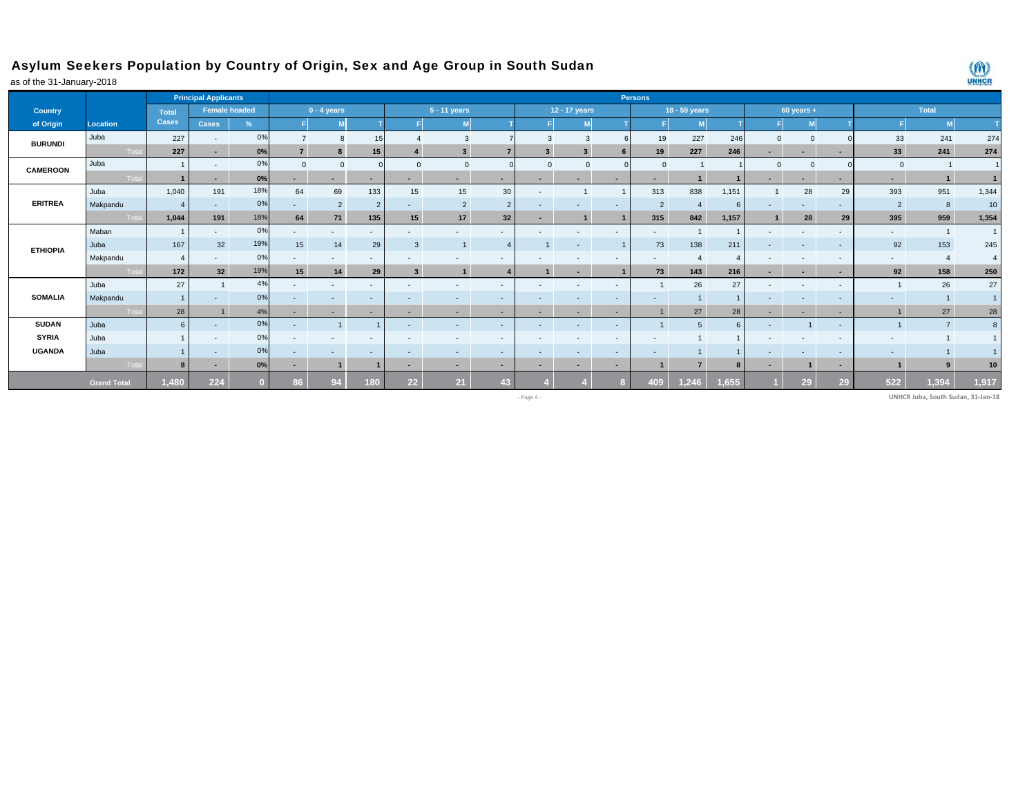# Asylum Seekers Population by Country of Origin, Sex and Age Group in South Sudan

as of the 31-January-2018

| Country of Origin | Location | Principal Applicants | | | Persons | | | | | | | | | | | | | | | | | |
|---|---|---|---|---|---|---|---|---|---|---|---|---|---|---|---|---|---|---|---|---|---|---|
| | | Total Cases | Female headed | | 0 - 4 years | | | 5 - 11 years | | | 12 - 17 years | | | 18 - 59 years | | | 60 years + | | | Total | | |
| | | | Cases | % | F | M | T | F | M | T | F | M | T | F | M | T | F | M | T | F | M | T |
| BURUNDI | Juba | 227 | - | 0% | 7 | 8 | 15 | 4 | 3 | 7 | 3 | 3 | 6 | 19 | 227 | 246 | 0 | 0 | 0 | 33 | 241 | 274 |
| | Total | 227 | - | 0% | 7 | 8 | 15 | 4 | 3 | 7 | 3 | 3 | 6 | 19 | 227 | 246 | - | - | - | 33 | 241 | 274 |
| CAMEROON | Juba | 1 | - | 0% | 0 | 0 | 0 | 0 | 0 | 0 | 0 | 0 | 0 | 0 | 1 | 1 | 0 | 0 | 0 | 0 | 1 | 1 |
| | Total | 1 | - | 0% | - | - | - | - | - | - | - | - | - | - | 1 | 1 | - | - | - | - | 1 | 1 |
| ERITREA | Juba | 1,040 | 191 | 18% | 64 | 69 | 133 | 15 | 15 | 30 | - | 1 | 1 | 313 | 838 | 1,151 | 1 | 28 | 29 | 393 | 951 | 1,344 |
| | Makpandu | 4 | - | 0% | - | 2 | 2 | - | 2 | 2 | - | - | - | 2 | 4 | 6 | - | - | - | 2 | 8 | 10 |
| | Total | 1,044 | 191 | 18% | 64 | 71 | 135 | 15 | 17 | 32 | - | 1 | 1 | 315 | 842 | 1,157 | 1 | 28 | 29 | 395 | 959 | 1,354 |
| ETHIOPIA | Maban | 1 | - | 0% | - | - | - | - | - | - | - | - | - | - | 1 | 1 | - | - | - | - | 1 | 1 |
| | Juba | 167 | 32 | 19% | 15 | 14 | 29 | 3 | 1 | 4 | 1 | - | 1 | 73 | 138 | 211 | - | - | - | 92 | 153 | 245 |
| | Makpandu | 4 | - | 0% | - | - | - | - | - | - | - | - | - | - | 4 | 4 | - | - | - | - | 4 | 4 |
| | Total | 172 | 32 | 19% | 15 | 14 | 29 | 3 | 1 | 4 | 1 | - | 1 | 73 | 143 | 216 | - | - | - | 92 | 158 | 250 |
| SOMALIA | Juba | 27 | 1 | 4% | - | - | - | - | - | - | - | - | - | 1 | 26 | 27 | - | - | - | 1 | 26 | 27 |
| | Makpandu | 1 | - | 0% | - | - | - | - | - | - | - | - | - | - | 1 | 1 | - | - | - | - | 1 | 1 |
| | Total | 28 | 1 | 4% | - | - | - | - | - | - | - | - | - | 1 | 27 | 28 | - | - | - | 1 | 27 | 28 |
| SUDAN | Juba | 6 | - | 0% | - | 1 | 1 | - | - | - | - | - | - | 1 | 5 | 6 | - | 1 | - | 1 | 7 | 8 |
| SYRIA | Juba | 1 | - | 0% | - | - | - | - | - | - | - | - | - | - | 1 | 1 | - | - | - | - | 1 | 1 |
| UGANDA | Juba | 1 | - | 0% | - | - | - | - | - | - | - | - | - | - | 1 | 1 | - | - | - | - | 1 | 1 |
| | Total | 8 | - | 0% | - | 1 | 1 | - | - | - | - | - | - | 1 | 7 | 8 | - | 1 | - | 1 | 9 | 10 |
| | Grand Total | 1,480 | 224 | 0 | 86 | 94 | 180 | 22 | 21 | 43 | 4 | 4 | 8 | 409 | 1,246 | 1,655 | 1 | 29 | 29 | 522 | 1,394 | 1,917 |

UNHCR Juba, South Sudan, 31-Jan-18